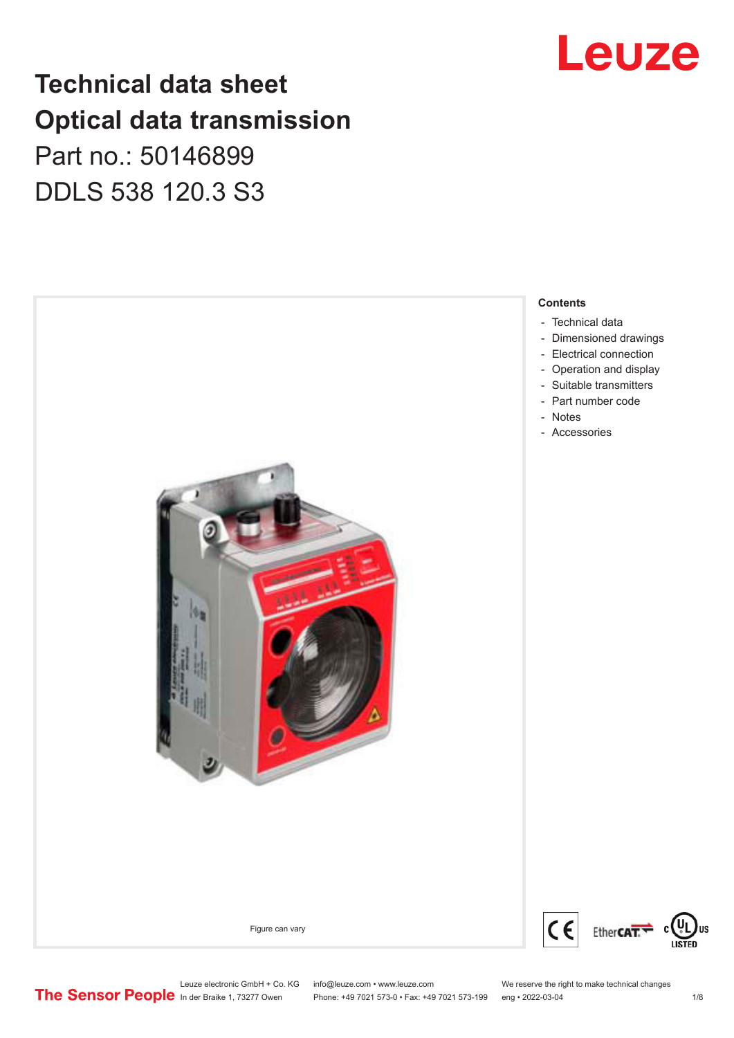# Technical data sheet
# Optical data transmission

Part no.: 50146899

DDLS 538 120.3 S3

Figure can vary

**Contents**

- Technical data
- Dimensioned drawings
- Electrical connection
- Operation and display
- Suitable transmitters
- Part number code
- Notes
- Accessories

Leuze electronic GmbH + Co. KG
In der Braike 1, 73277 Owen

info@leuze.com • www.leuze.com
Phone: +49 7021 573-0 • Fax: +49 7021 573-199

We reserve the right to make technical changes
eng • 2022-03-04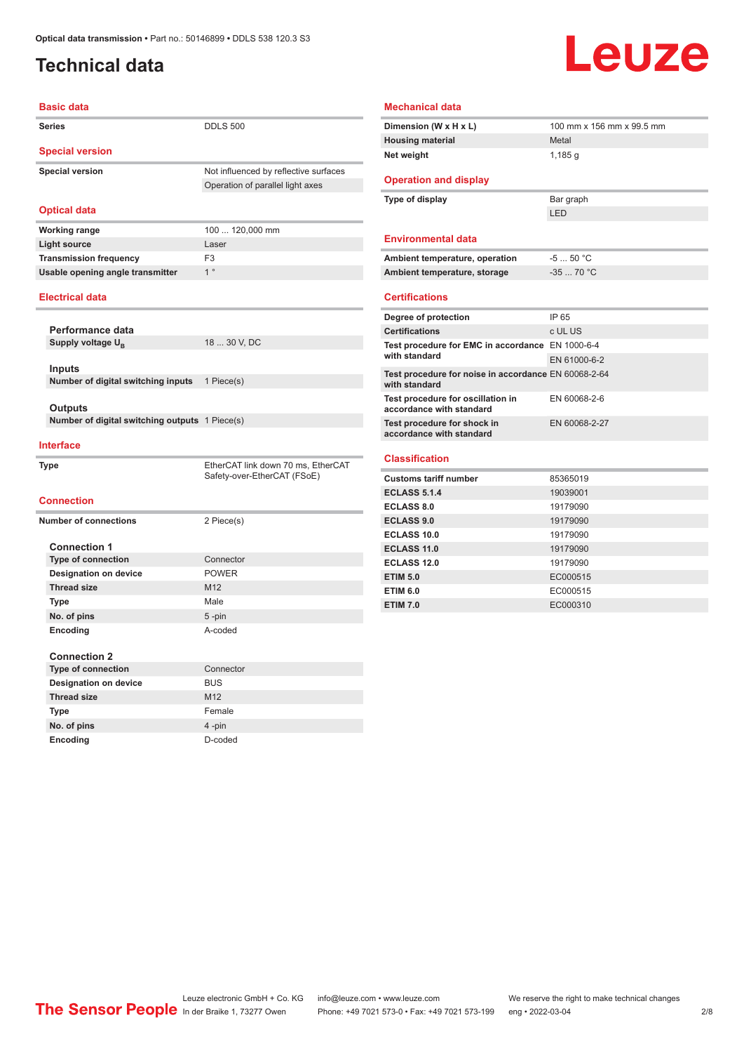# Technical data

## Basic data

| | |
|---|---|
| Series | DDLS 500 |

## Special version

| | |
|---|---|
| Special version | Not influenced by reflective surfaces |
| | Operation of parallel light axes |

## Optical data

| | |
|---|---|
| Working range | 100 ... 120,000 mm |
| Light source | Laser |
| Transmission frequency | F3 |
| Usable opening angle transmitter | 1 ° |

## Electrical data

### Performance data

| | |
|---|---|
| Supply voltage $U_B$ | 18 ... 30 V, DC |

### Inputs

| | |
|---|---|
| Number of digital switching inputs | 1 Piece(s) |

### Outputs

| | |
|---|---|
| Number of digital switching outputs | 1 Piece(s) |

## Interface

| | |
|---|---|
| Type | EtherCAT link down 70 ms, EtherCAT Safety-over-EtherCAT (FSoE) |

## Connection

| | |
|---|---|
| Number of connections | 2 Piece(s) |

### Connection 1

| | |
|---|---|
| Type of connection | Connector |
| Designation on device | POWER |
| Thread size | M12 |
| Type | Male |
| No. of pins | 5 -pin |
| Encoding | A-coded |

### Connection 2

| | |
|---|---|
| Type of connection | Connector |
| Designation on device | BUS |
| Thread size | M12 |
| Type | Female |
| No. of pins | 4 -pin |
| Encoding | D-coded |

## Mechanical data

| | |
|---|---|
| Dimension (W x H x L) | 100 mm x 156 mm x 99.5 mm |
| Housing material | Metal |
| Net weight | 1,185 g |

## Operation and display

| | |
|---|---|
| Type of display | Bar graph |
| | LED |

## Environmental data

| | |
|---|---|
| Ambient temperature, operation | -5 ... 50 °C |
| Ambient temperature, storage | -35 ... 70 °C |

## Certifications

| | |
|---|---|
| Degree of protection | IP 65 |
| Certifications | c UL US |
| Test procedure for EMC in accordance with standard | EN 1000-6-4 |
| | EN 61000-6-2 |
| Test procedure for noise in accordance with standard | EN 60068-2-64 |
| Test procedure for oscillation in accordance with standard | EN 60068-2-6 |
| Test procedure for shock in accordance with standard | EN 60068-2-27 |

## Classification

| | |
|---|---|
| Customs tariff number | 85365019 |
| ECLASS 5.1.4 | 19039001 |
| ECLASS 8.0 | 19179090 |
| ECLASS 9.0 | 19179090 |
| ECLASS 10.0 | 19179090 |
| ECLASS 11.0 | 19179090 |
| ECLASS 12.0 | 19179090 |
| ETIM 5.0 | EC000515 |
| ETIM 6.0 | EC000515 |
| ETIM 7.0 | EC000310 |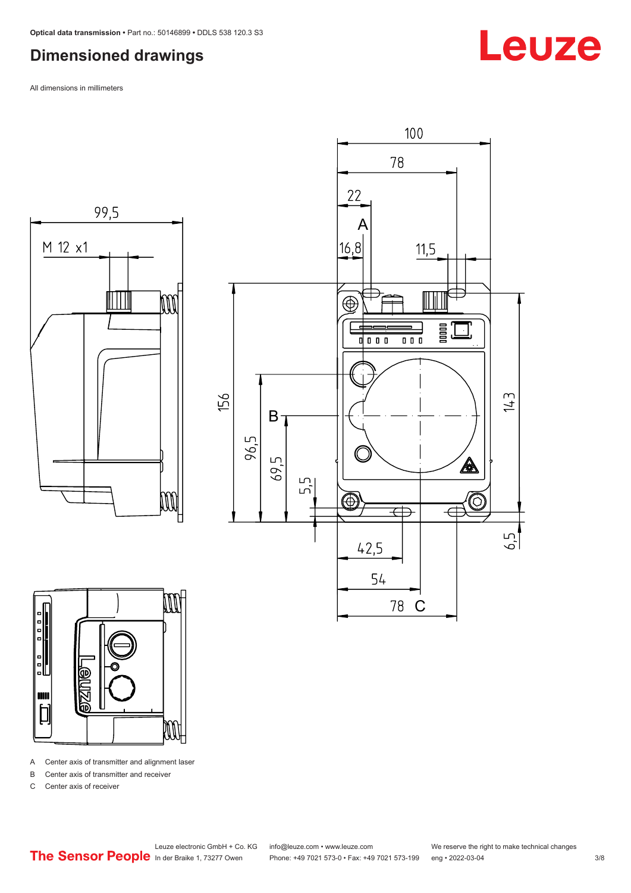## Dimensioned drawings

All dimensions in millimeters

A Center axis of transmitter and alignment laser

B Center axis of transmitter and receiver

C Center axis of receiver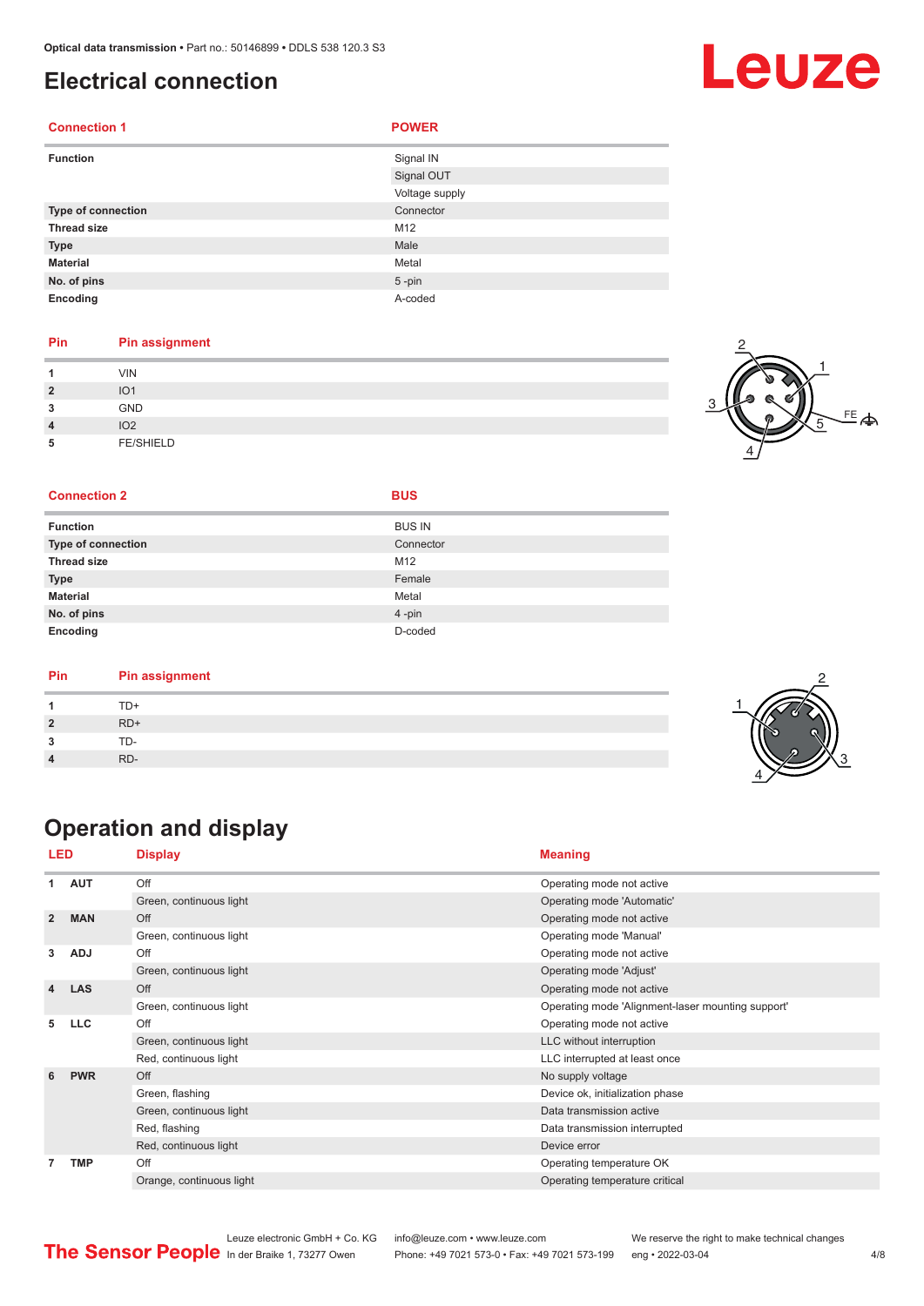# Electrical connection

| Connection 1 | POWER |
|---|---|
| **Function** | Signal IN |
| | Signal OUT |
| | Voltage supply |
| **Type of connection** | Connector |
| **Thread size** | M12 |
| **Type** | Male |
| **Material** | Metal |
| **No. of pins** | 5 -pin |
| **Encoding** | A-coded |

| Pin | Pin assignment |
|---|---|
| **1** | VIN |
| **2** | IO1 |
| **3** | GND |
| **4** | IO2 |
| **5** | FE/SHIELD |

| Connection 2 | BUS |
|---|---|
| **Function** | BUS IN |
| **Type of connection** | Connector |
| **Thread size** | M12 |
| **Type** | Female |
| **Material** | Metal |
| **No. of pins** | 4 -pin |
| **Encoding** | D-coded |

| Pin | Pin assignment |
|---|---|
| **1** | TD+ |
| **2** | RD+ |
| **3** | TD- |
| **4** | RD- |

# Operation and display

| LED | | Display | Meaning |
|---|---|---|---|
| **1** | **AUT** | Off | Operating mode not active |
| | | Green, continuous light | Operating mode 'Automatic' |
| **2** | **MAN** | Off | Operating mode not active |
| | | Green, continuous light | Operating mode 'Manual' |
| **3** | **ADJ** | Off | Operating mode not active |
| | | Green, continuous light | Operating mode 'Adjust' |
| **4** | **LAS** | Off | Operating mode not active |
| | | Green, continuous light | Operating mode 'Alignment-laser mounting support' |
| **5** | **LLC** | Off | Operating mode not active |
| | | Green, continuous light | LLC without interruption |
| | | Red, continuous light | LLC interrupted at least once |
| **6** | **PWR** | Off | No supply voltage |
| | | Green, flashing | Device ok, initialization phase |
| | | Green, continuous light | Data transmission active |
| | | Red, flashing | Data transmission interrupted |
| | | Red, continuous light | Device error |
| **7** | **TMP** | Off | Operating temperature OK |
| | | Orange, continuous light | Operating temperature critical |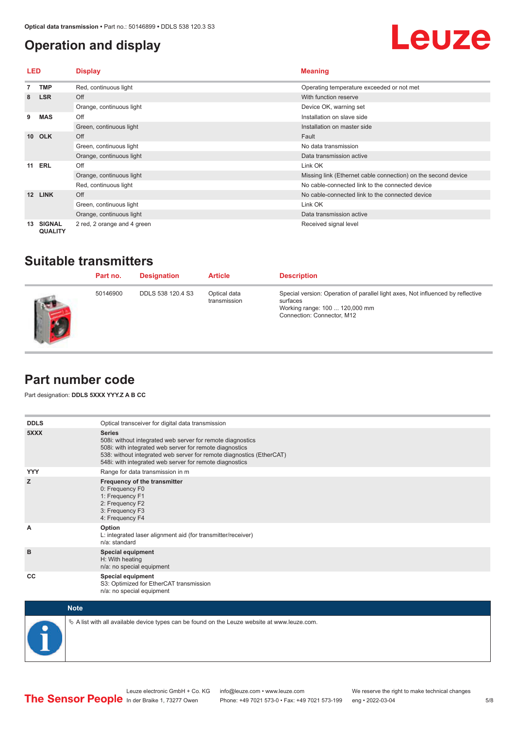## Operation and display

| LED | | Display | Meaning |
|---|---|---|---|
| 7 | TMP | Red, continuous light | Operating temperature exceeded or not met |
| 8 | LSR | Off | With function reserve |
| | | Orange, continuous light | Device OK, warning set |
| 9 | MAS | Off | Installation on slave side |
| | | Green, continuous light | Installation on master side |
| 10 | OLK | Off | Fault |
| | | Green, continuous light | No data transmission |
| | | Orange, continuous light | Data transmission active |
| 11 | ERL | Off | Link OK |
| | | Orange, continuous light | Missing link (Ethernet cable connection) on the second device |
| | | Red, continuous light | No cable-connected link to the connected device |
| 12 | LINK | Off | No cable-connected link to the connected device |
| | | Green, continuous light | Link OK |
| | | Orange, continuous light | Data transmission active |
| 13 | SIGNAL QUALITY | 2 red, 2 orange and 4 green | Received signal level |

## Suitable transmitters

| Part no. | Designation | Article | Description |
|---|---|---|---|
| 50146900 | DDLS 538 120.4 S3 | Optical data transmission | Special version: Operation of parallel light axes, Not influenced by reflective surfaces<br>Working range: 100 ... 120,000 mm<br>Connection: Connector, M12 |

## Part number code

Part designation: **DDLS 5XXX YYY.Z A B CC**

| | |
|---|---|
| **DDLS** | Optical transceiver for digital data transmission |
| **5XXX** | **Series**<br>508i: without integrated web server for remote diagnostics<br>508i: with integrated web server for remote diagnostics<br>538: without integrated web server for remote diagnostics (EtherCAT)<br>548i: with integrated web server for remote diagnostics |
| **YYY** | Range for data transmission in m |
| **Z** | **Frequency of the transmitter**<br>0: Frequency F0<br>1: Frequency F1<br>2: Frequency F2<br>3: Frequency F3<br>4: Frequency F4 |
| **A** | **Option**<br>L: integrated laser alignment aid (for transmitter/receiver)<br>n/a: standard |
| **B** | **Special equipment**<br>H: With heating<br>n/a: no special equipment |
| **CC** | **Special equipment**<br>S3: Optimized for EtherCAT transmission<br>n/a: no special equipment |

**Note**

✎ A list with all available device types can be found on the Leuze website at www.leuze.com.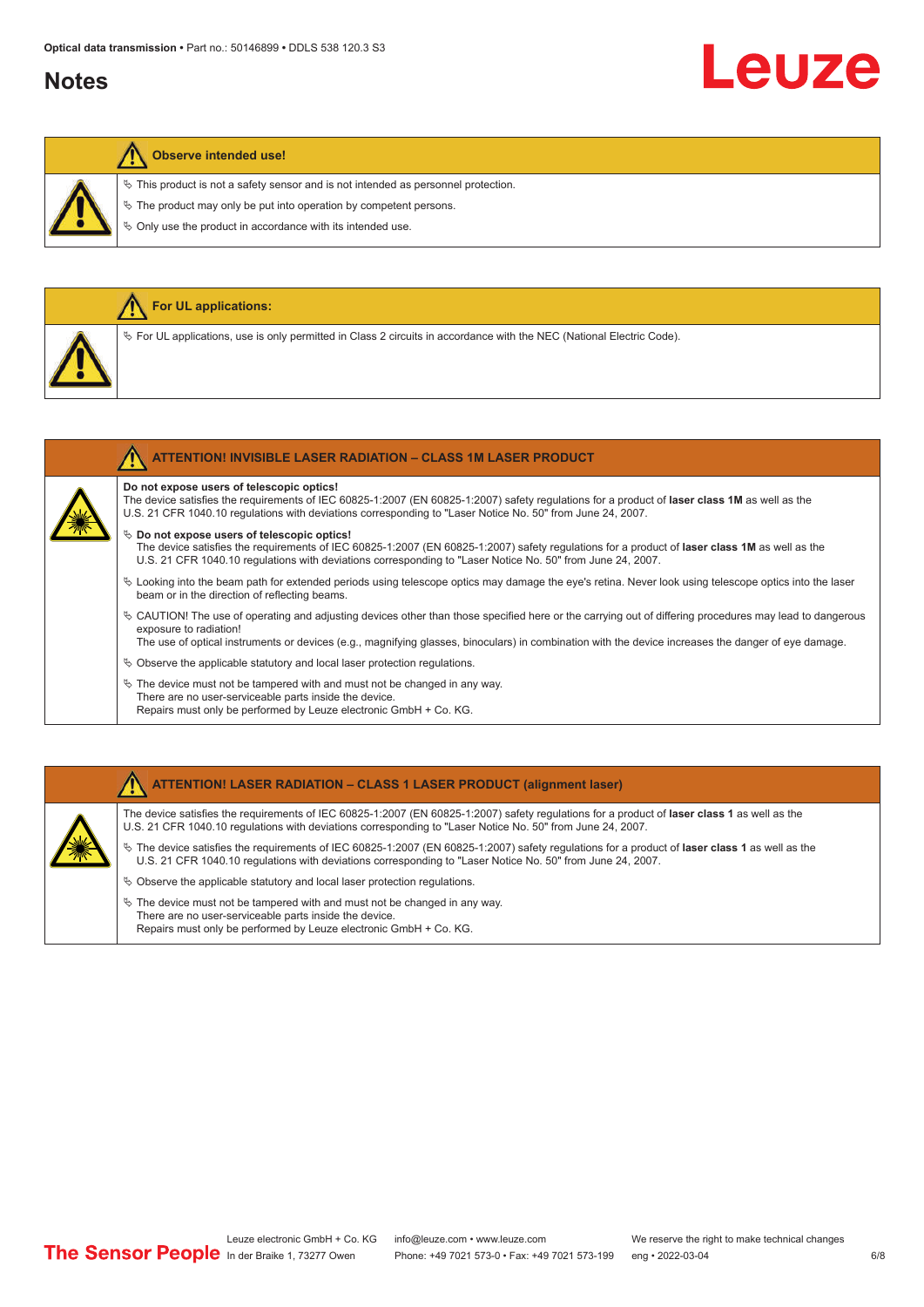## Notes

**Observe intended use!**

- This product is not a safety sensor and is not intended as personnel protection.
- The product may only be put into operation by competent persons.
- Only use the product in accordance with its intended use.

**For UL applications:**

- For UL applications, use is only permitted in Class 2 circuits in accordance with the NEC (National Electric Code).

**ATTENTION! INVISIBLE LASER RADIATION – CLASS 1M LASER PRODUCT**

**Do not expose users of telescopic optics!**
The device satisfies the requirements of IEC 60825-1:2007 (EN 60825-1:2007) safety regulations for a product of **laser class 1M** as well as the U.S. 21 CFR 1040.10 regulations with deviations corresponding to "Laser Notice No. 50" from June 24, 2007.

- **Do not expose users of telescopic optics!**
  The device satisfies the requirements of IEC 60825-1:2007 (EN 60825-1:2007) safety regulations for a product of **laser class 1M** as well as the U.S. 21 CFR 1040.10 regulations with deviations corresponding to "Laser Notice No. 50" from June 24, 2007.
- Looking into the beam path for extended periods using telescope optics may damage the eye's retina. Never look using telescope optics into the laser beam or in the direction of reflecting beams.
- CAUTION! The use of operating and adjusting devices other than those specified here or the carrying out of differing procedures may lead to dangerous exposure to radiation!
  The use of optical instruments or devices (e.g., magnifying glasses, binoculars) in combination with the device increases the danger of eye damage.
- Observe the applicable statutory and local laser protection regulations.
- The device must not be tampered with and must not be changed in any way.
  There are no user-serviceable parts inside the device.
  Repairs must only be performed by Leuze electronic GmbH + Co. KG.

**ATTENTION! LASER RADIATION – CLASS 1 LASER PRODUCT (alignment laser)**

The device satisfies the requirements of IEC 60825-1:2007 (EN 60825-1:2007) safety regulations for a product of **laser class 1** as well as the U.S. 21 CFR 1040.10 regulations with deviations corresponding to "Laser Notice No. 50" from June 24, 2007.

- The device satisfies the requirements of IEC 60825-1:2007 (EN 60825-1:2007) safety regulations for a product of **laser class 1** as well as the U.S. 21 CFR 1040.10 regulations with deviations corresponding to "Laser Notice No. 50" from June 24, 2007.
- Observe the applicable statutory and local laser protection regulations.
- The device must not be tampered with and must not be changed in any way.
  There are no user-serviceable parts inside the device.
  Repairs must only be performed by Leuze electronic GmbH + Co. KG.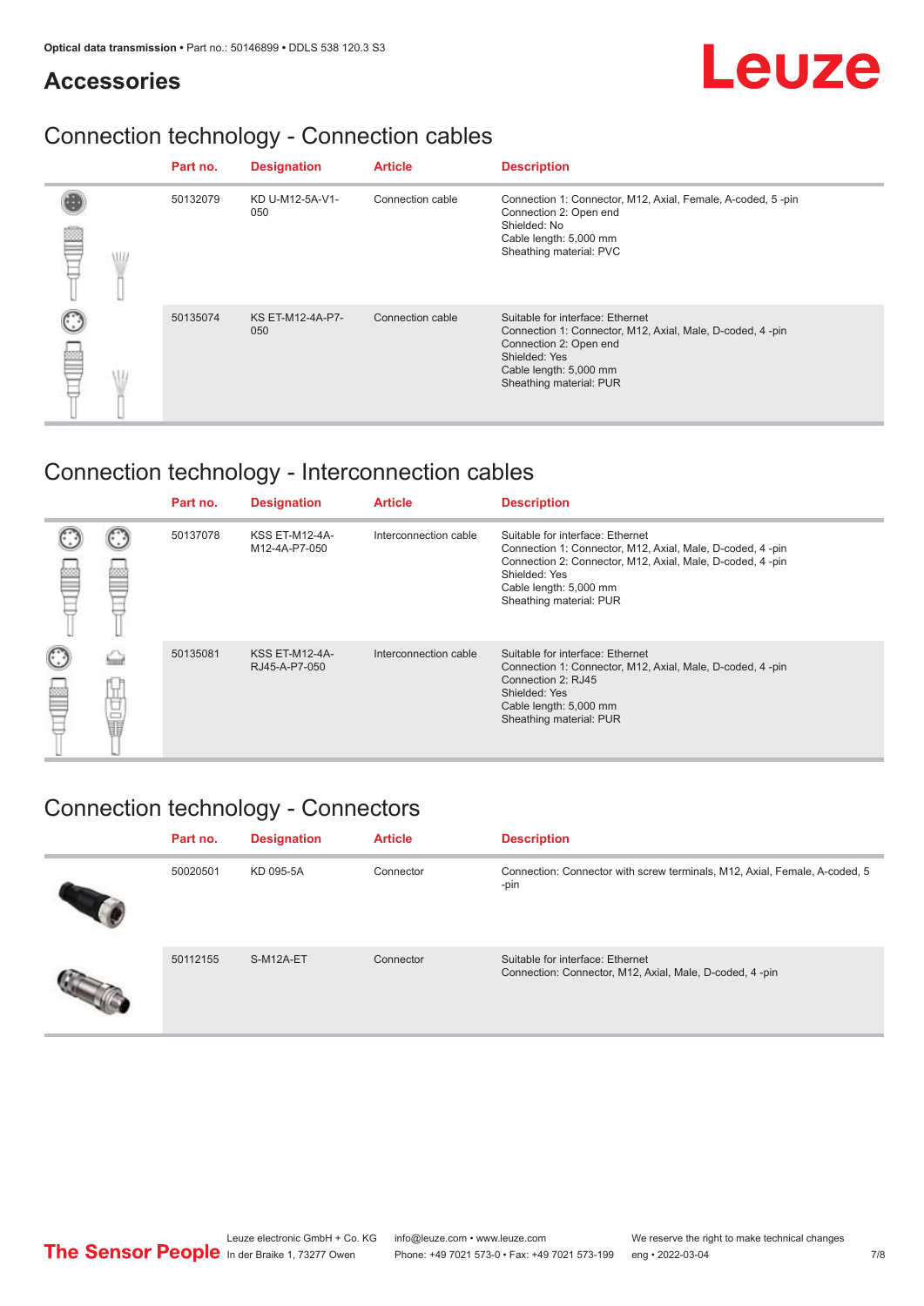## Accessories

### Connection technology - Connection cables

| Part no. | Designation | Article | Description |
|---|---|---|---|
| 50132079 | KD U-M12-5A-V1-050 | Connection cable | Connection 1: Connector, M12, Axial, Female, A-coded, 5 -pin<br>Connection 2: Open end<br>Shielded: No<br>Cable length: 5,000 mm<br>Sheathing material: PVC |
| 50135074 | KS ET-M12-4A-P7-050 | Connection cable | Suitable for interface: Ethernet<br>Connection 1: Connector, M12, Axial, Male, D-coded, 4 -pin<br>Connection 2: Open end<br>Shielded: Yes<br>Cable length: 5,000 mm<br>Sheathing material: PUR |

### Connection technology - Interconnection cables

| Part no. | Designation | Article | Description |
|---|---|---|---|
| 50137078 | KSS ET-M12-4A-M12-4A-P7-050 | Interconnection cable | Suitable for interface: Ethernet<br>Connection 1: Connector, M12, Axial, Male, D-coded, 4 -pin<br>Connection 2: Connector, M12, Axial, Male, D-coded, 4 -pin<br>Shielded: Yes<br>Cable length: 5,000 mm<br>Sheathing material: PUR |
| 50135081 | KSS ET-M12-4A-RJ45-A-P7-050 | Interconnection cable | Suitable for interface: Ethernet<br>Connection 1: Connector, M12, Axial, Male, D-coded, 4 -pin<br>Connection 2: RJ45<br>Shielded: Yes<br>Cable length: 5,000 mm<br>Sheathing material: PUR |

### Connection technology - Connectors

| Part no. | Designation | Article | Description |
|---|---|---|---|
| 50020501 | KD 095-5A | Connector | Connection: Connector with screw terminals, M12, Axial, Female, A-coded, 5 -pin |
| 50112155 | S-M12A-ET | Connector | Suitable for interface: Ethernet<br>Connection: Connector, M12, Axial, Male, D-coded, 4 -pin |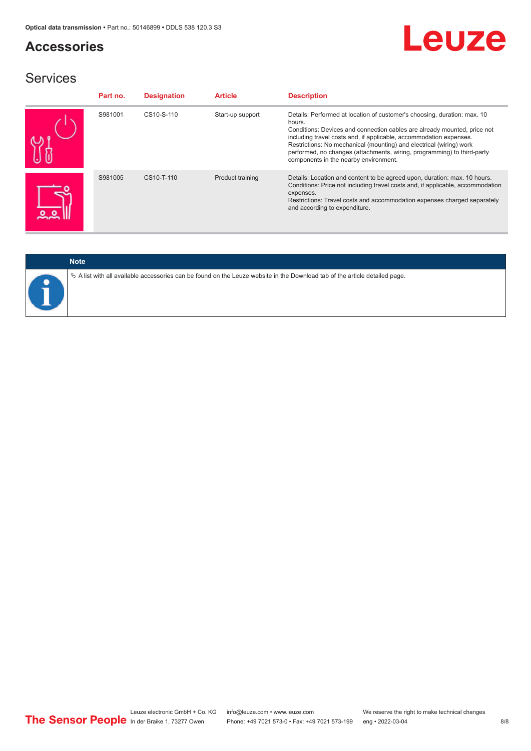# Accessories

## Services

| | Part no. | Designation | Article | Description |
|---|---|---|---|---|
| | S981001 | CS10-S-110 | Start-up support | Details: Performed at location of customer's choosing, duration: max. 10 hours.<br>Conditions: Devices and connection cables are already mounted, price not including travel costs and, if applicable, accommodation expenses.<br>Restrictions: No mechanical (mounting) and electrical (wiring) work performed, no changes (attachments, wiring, programming) to third-party components in the nearby environment. |
| | S981005 | CS10-T-110 | Product training | Details: Location and content to be agreed upon, duration: max. 10 hours.<br>Conditions: Price not including travel costs and, if applicable, accommodation expenses.<br>Restrictions: Travel costs and accommodation expenses charged separately and according to expenditure. |

**Note**

↳ A list with all available accessories can be found on the Leuze website in the Download tab of the article detailed page.